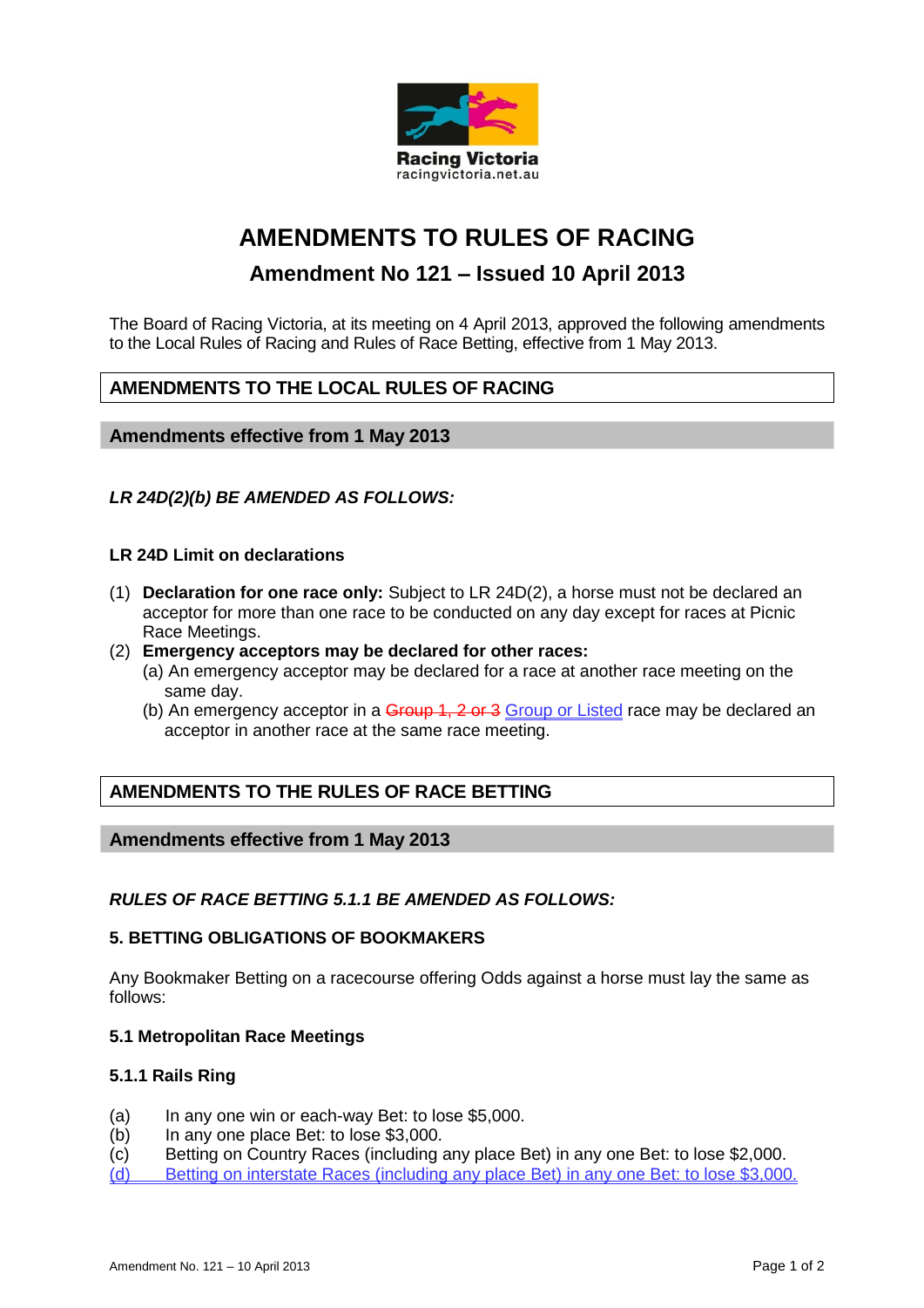Racing Victoria
racingvictoria.net.au

# AMENDMENTS TO RULES OF RACING

## Amendment No 121 – Issued 10 April 2013

The Board of Racing Victoria, at its meeting on 4 April 2013, approved the following amendments to the Local Rules of Racing and Rules of Race Betting, effective from 1 May 2013.

## AMENDMENTS TO THE LOCAL RULES OF RACING

### Amendments effective from 1 May 2013

***LR 24D(2)(b) BE AMENDED AS FOLLOWS:***

**LR 24D Limit on declarations**

(1) **Declaration for one race only:** Subject to LR 24D(2), a horse must not be declared an acceptor for more than one race to be conducted on any day except for races at Picnic Race Meetings.

(2) **Emergency acceptors may be declared for other races:**
  (a) An emergency acceptor may be declared for a race at another race meeting on the same day.
  (b) An emergency acceptor in a ~~Group 1, 2 or 3~~ <u>Group or Listed</u> race may be declared an acceptor in another race at the same race meeting.

## AMENDMENTS TO THE RULES OF RACE BETTING

### Amendments effective from 1 May 2013

***RULES OF RACE BETTING 5.1.1 BE AMENDED AS FOLLOWS:***

**5. BETTING OBLIGATIONS OF BOOKMAKERS**

Any Bookmaker Betting on a racecourse offering Odds against a horse must lay the same as follows:

**5.1 Metropolitan Race Meetings**

**5.1.1 Rails Ring**

(a) In any one win or each-way Bet: to lose $5,000.
(b) In any one place Bet: to lose $3,000.
(c) Betting on Country Races (including any place Bet) in any one Bet: to lose $2,000.
<u>(d) Betting on interstate Races (including any place Bet) in any one Bet: to lose $3,000.</u>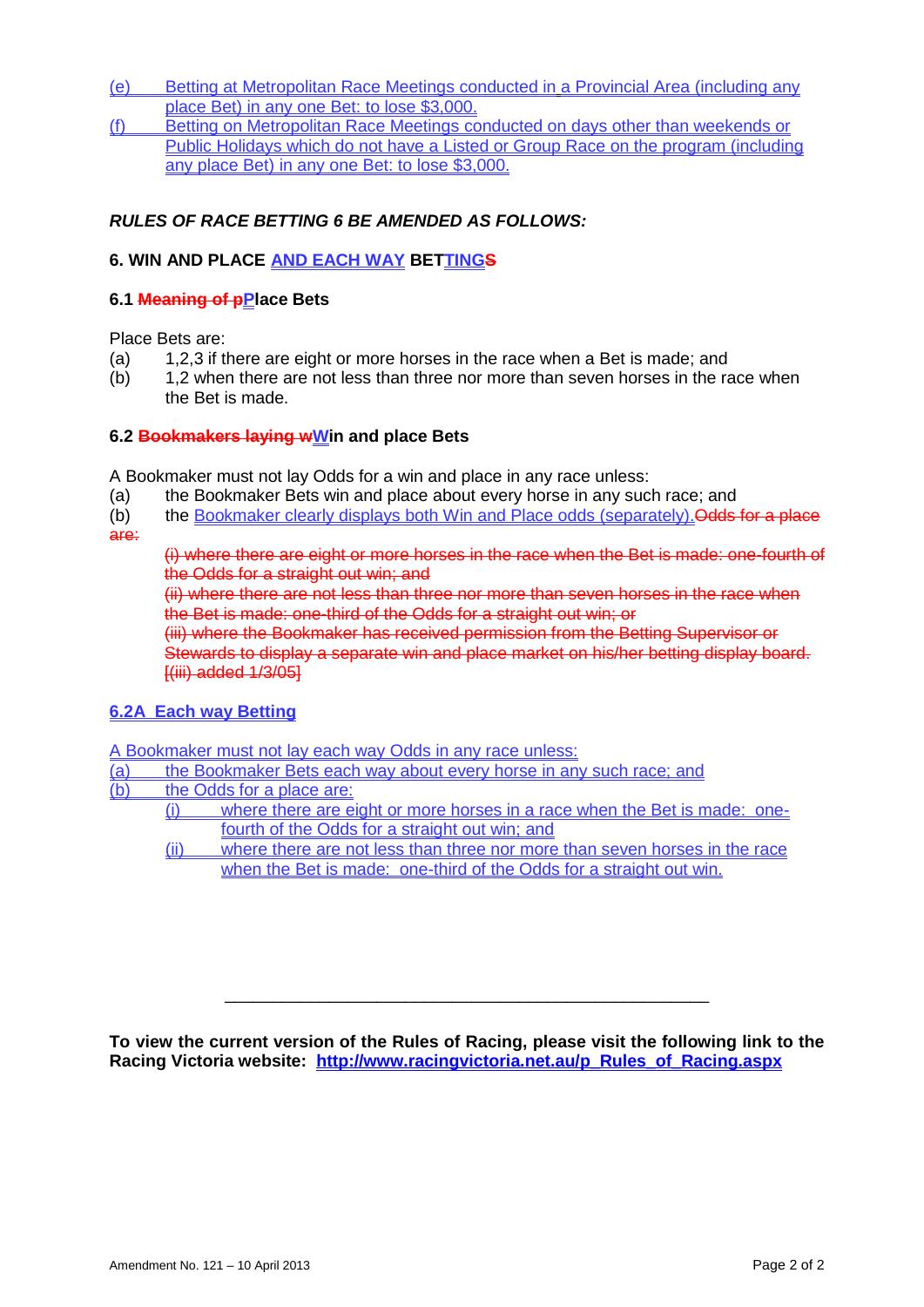(e) Betting at Metropolitan Race Meetings conducted in a Provincial Area (including any place Bet) in any one Bet: to lose $3,000.

(f) Betting on Metropolitan Race Meetings conducted on days other than weekends or Public Holidays which do not have a Listed or Group Race on the program (including any place Bet) in any one Bet: to lose $3,000.

***RULES OF RACE BETTING 6 BE AMENDED AS FOLLOWS:***

**6. WIN AND PLACE AND EACH WAY BETTINGS**

**6.1 ~~Meaning of p~~Place Bets**

Place Bets are:

(a) 1,2,3 if there are eight or more horses in the race when a Bet is made; and

(b) 1,2 when there are not less than three nor more than seven horses in the race when the Bet is made.

**6.2 ~~Bookmakers laying w~~Win and place Bets**

A Bookmaker must not lay Odds for a win and place in any race unless:

(a) the Bookmaker Bets win and place about every horse in any such race; and

(b) the Bookmaker clearly displays both Win and Place odds (separately).~~Odds for a place are:~~

~~(i) where there are eight or more horses in the race when the Bet is made: one-fourth of the Odds for a straight out win; and~~

~~(ii) where there are not less than three nor more than seven horses in the race when the Bet is made: one-third of the Odds for a straight out win; or~~

~~(iii) where the Bookmaker has received permission from the Betting Supervisor or Stewards to display a separate win and place market on his/her betting display board. [(iii) added 1/3/05]~~

**6.2A Each way Betting**

A Bookmaker must not lay each way Odds in any race unless:

(a) the Bookmaker Bets each way about every horse in any such race; and

(b) the Odds for a place are:

  (i) where there are eight or more horses in a race when the Bet is made: one-fourth of the Odds for a straight out win; and

  (ii) where there are not less than three nor more than seven horses in the race when the Bet is made: one-third of the Odds for a straight out win.

---

**To view the current version of the Rules of Racing, please visit the following link to the Racing Victoria website: http://www.racingvictoria.net.au/p_Rules_of_Racing.aspx**

Amendment No. 121 – 10 April 2013